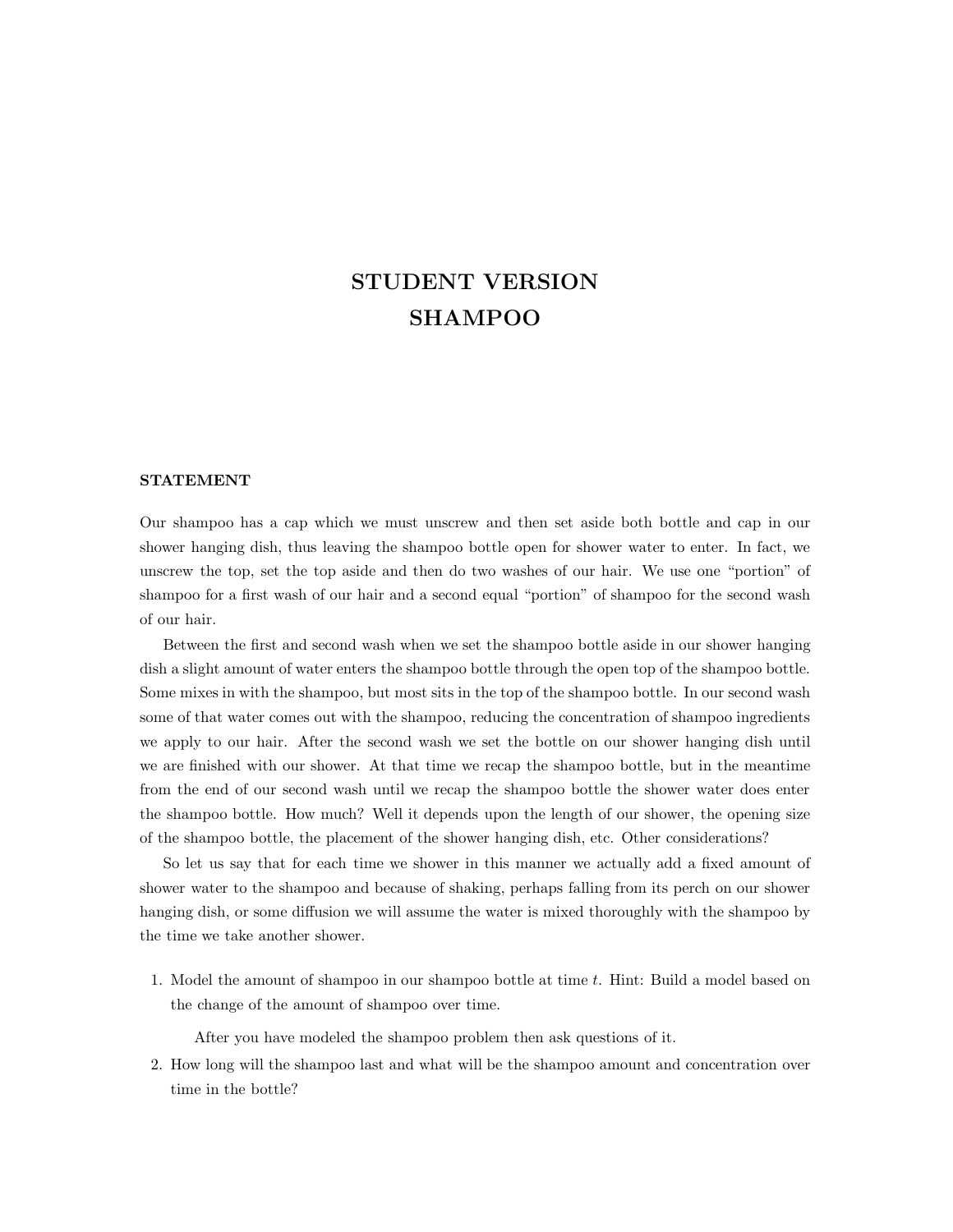# STUDENT VERSION
# SHAMPOO

## STATEMENT

Our shampoo has a cap which we must unscrew and then set aside both bottle and cap in our shower hanging dish, thus leaving the shampoo bottle open for shower water to enter. In fact, we unscrew the top, set the top aside and then do two washes of our hair. We use one "portion" of shampoo for a first wash of our hair and a second equal "portion" of shampoo for the second wash of our hair.

Between the first and second wash when we set the shampoo bottle aside in our shower hanging dish a slight amount of water enters the shampoo bottle through the open top of the shampoo bottle. Some mixes in with the shampoo, but most sits in the top of the shampoo bottle. In our second wash some of that water comes out with the shampoo, reducing the concentration of shampoo ingredients we apply to our hair. After the second wash we set the bottle on our shower hanging dish until we are finished with our shower. At that time we recap the shampoo bottle, but in the meantime from the end of our second wash until we recap the shampoo bottle the shower water does enter the shampoo bottle. How much? Well it depends upon the length of our shower, the opening size of the shampoo bottle, the placement of the shower hanging dish, etc. Other considerations?

So let us say that for each time we shower in this manner we actually add a fixed amount of shower water to the shampoo and because of shaking, perhaps falling from its perch on our shower hanging dish, or some diffusion we will assume the water is mixed thoroughly with the shampoo by the time we take another shower.

1. Model the amount of shampoo in our shampoo bottle at time $t$. Hint: Build a model based on the change of the amount of shampoo over time.

   After you have modeled the shampoo problem then ask questions of it.

2. How long will the shampoo last and what will be the shampoo amount and concentration over time in the bottle?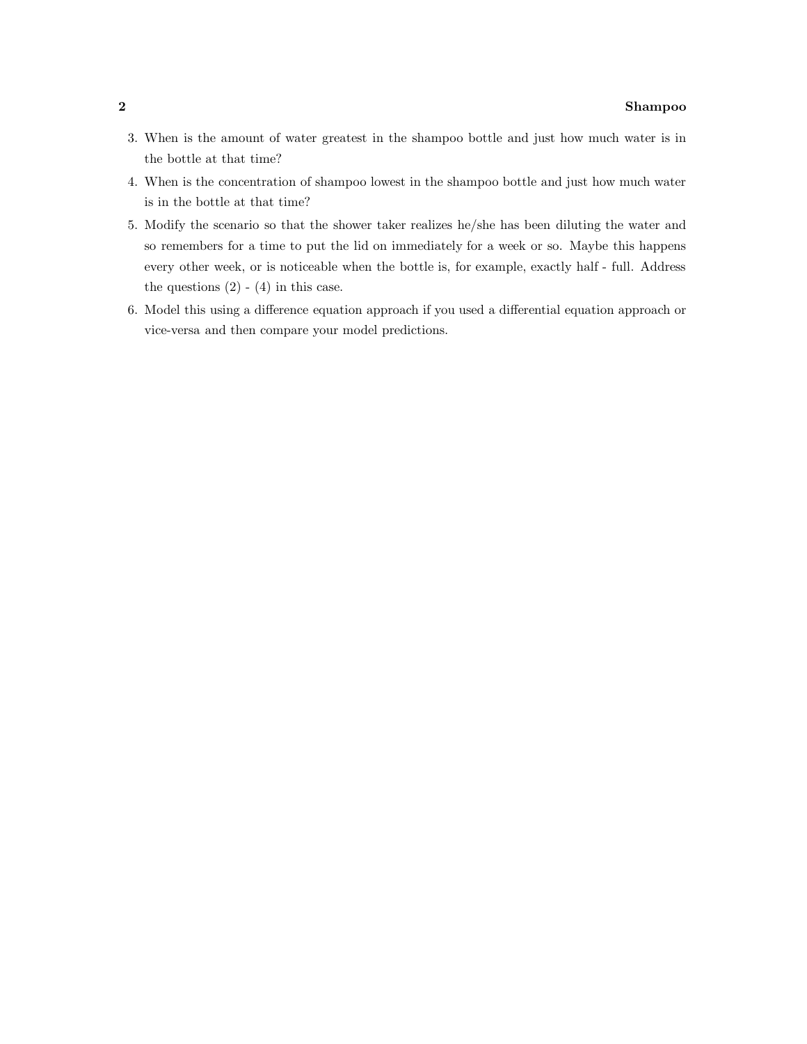3. When is the amount of water greatest in the shampoo bottle and just how much water is in the bottle at that time?
4. When is the concentration of shampoo lowest in the shampoo bottle and just how much water is in the bottle at that time?
5. Modify the scenario so that the shower taker realizes he/she has been diluting the water and so remembers for a time to put the lid on immediately for a week or so. Maybe this happens every other week, or is noticeable when the bottle is, for example, exactly half - full. Address the questions (2) - (4) in this case.
6. Model this using a difference equation approach if you used a differential equation approach or vice-versa and then compare your model predictions.